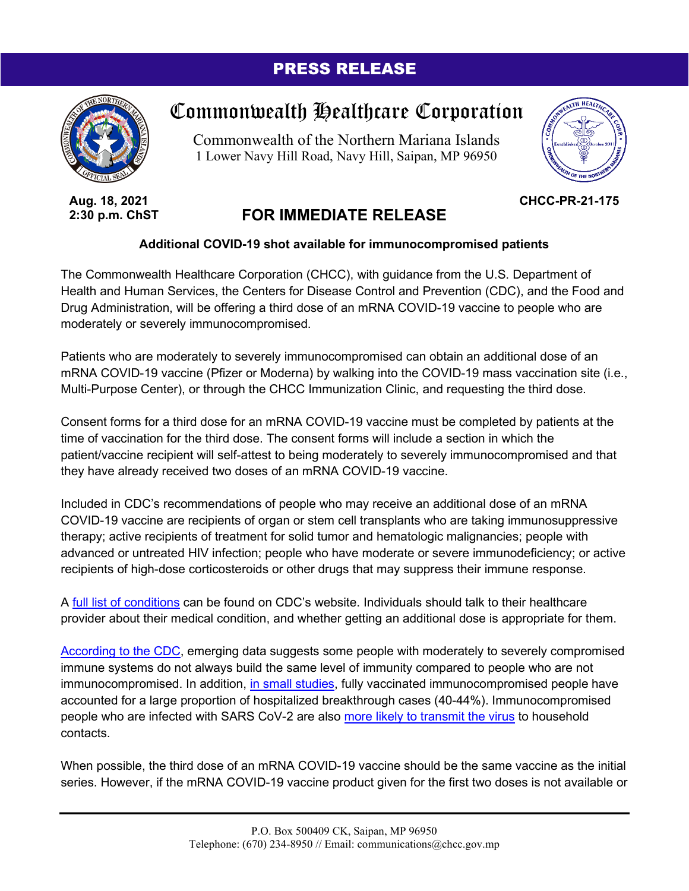# PRESS RELEASE

## Commonwealth Healthcare Corporation

Commonwealth of the Northern Mariana Islands
1 Lower Navy Hill Road, Navy Hill, Saipan, MP 96950

**Aug. 18, 2021**
**2:30 p.m. ChST**

**CHCC-PR-21-175**

## FOR IMMEDIATE RELEASE

**Additional COVID-19 shot available for immunocompromised patients**

The Commonwealth Healthcare Corporation (CHCC), with guidance from the U.S. Department of Health and Human Services, the Centers for Disease Control and Prevention (CDC), and the Food and Drug Administration, will be offering a third dose of an mRNA COVID-19 vaccine to people who are moderately or severely immunocompromised.

Patients who are moderately to severely immunocompromised can obtain an additional dose of an mRNA COVID-19 vaccine (Pfizer or Moderna) by walking into the COVID-19 mass vaccination site (i.e., Multi-Purpose Center), or through the CHCC Immunization Clinic, and requesting the third dose.

Consent forms for a third dose for an mRNA COVID-19 vaccine must be completed by patients at the time of vaccination for the third dose. The consent forms will include a section in which the patient/vaccine recipient will self-attest to being moderately to severely immunocompromised and that they have already received two doses of an mRNA COVID-19 vaccine.

Included in CDC's recommendations of people who may receive an additional dose of an mRNA COVID-19 vaccine are recipients of organ or stem cell transplants who are taking immunosuppressive therapy; active recipients of treatment for solid tumor and hematologic malignancies; people with advanced or untreated HIV infection; people who have moderate or severe immunodeficiency; or active recipients of high-dose corticosteroids or other drugs that may suppress their immune response.

A full list of conditions can be found on CDC's website. Individuals should talk to their healthcare provider about their medical condition, and whether getting an additional dose is appropriate for them.

According to the CDC, emerging data suggests some people with moderately to severely compromised immune systems do not always build the same level of immunity compared to people who are not immunocompromised. In addition, in small studies, fully vaccinated immunocompromised people have accounted for a large proportion of hospitalized breakthrough cases (40-44%). Immunocompromised people who are infected with SARS CoV-2 are also more likely to transmit the virus to household contacts.

When possible, the third dose of an mRNA COVID-19 vaccine should be the same vaccine as the initial series. However, if the mRNA COVID-19 vaccine product given for the first two doses is not available or

P.O. Box 500409 CK, Saipan, MP 96950
Telephone: (670) 234-8950 // Email: communications@chcc.gov.mp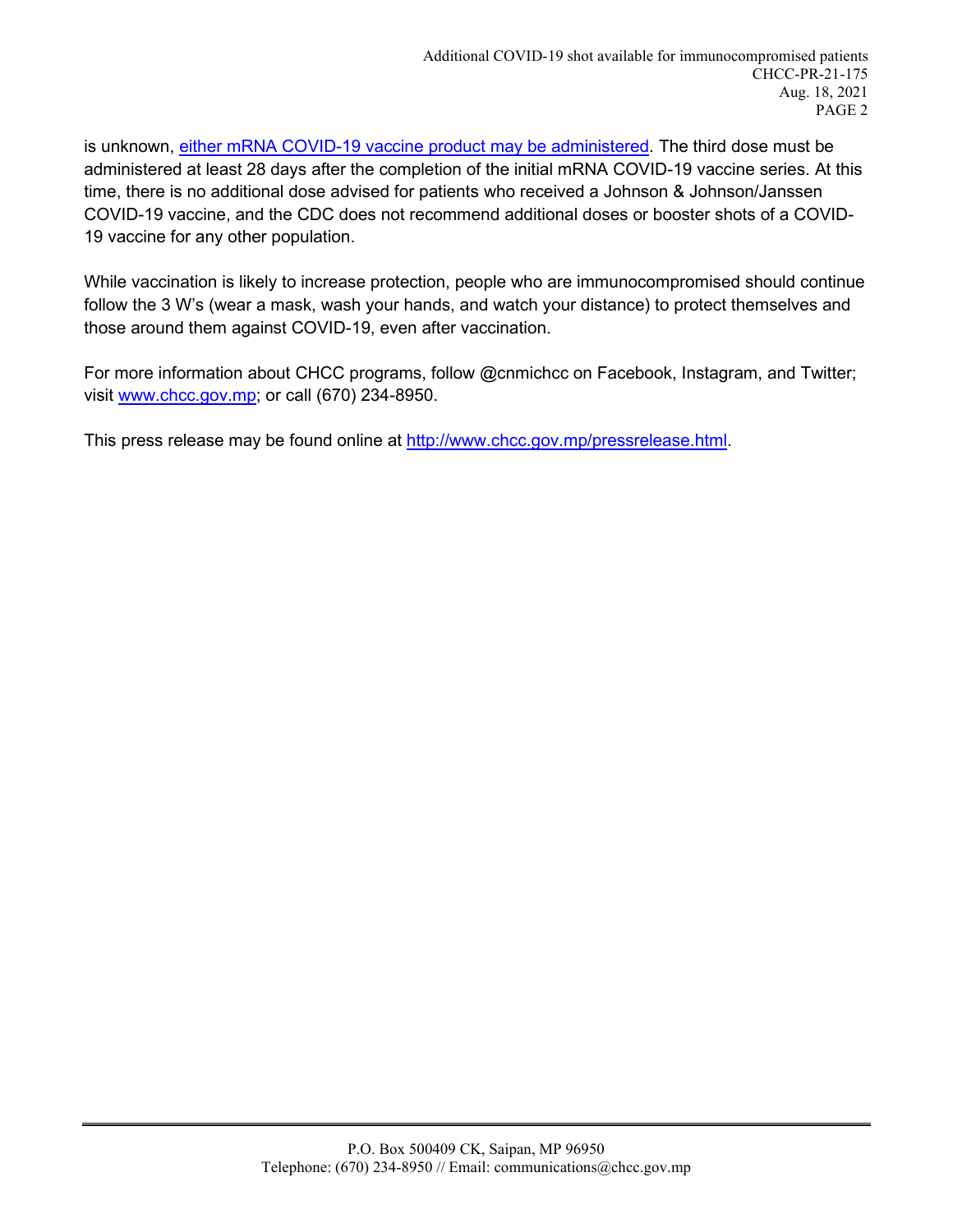is unknown, either mRNA COVID-19 vaccine product may be administered. The third dose must be administered at least 28 days after the completion of the initial mRNA COVID-19 vaccine series. At this time, there is no additional dose advised for patients who received a Johnson & Johnson/Janssen COVID-19 vaccine, and the CDC does not recommend additional doses or booster shots of a COVID-19 vaccine for any other population.

While vaccination is likely to increase protection, people who are immunocompromised should continue follow the 3 W's (wear a mask, wash your hands, and watch your distance) to protect themselves and those around them against COVID-19, even after vaccination.

For more information about CHCC programs, follow @cnmichcc on Facebook, Instagram, and Twitter; visit www.chcc.gov.mp; or call (670) 234-8950.

This press release may be found online at http://www.chcc.gov.mp/pressrelease.html.